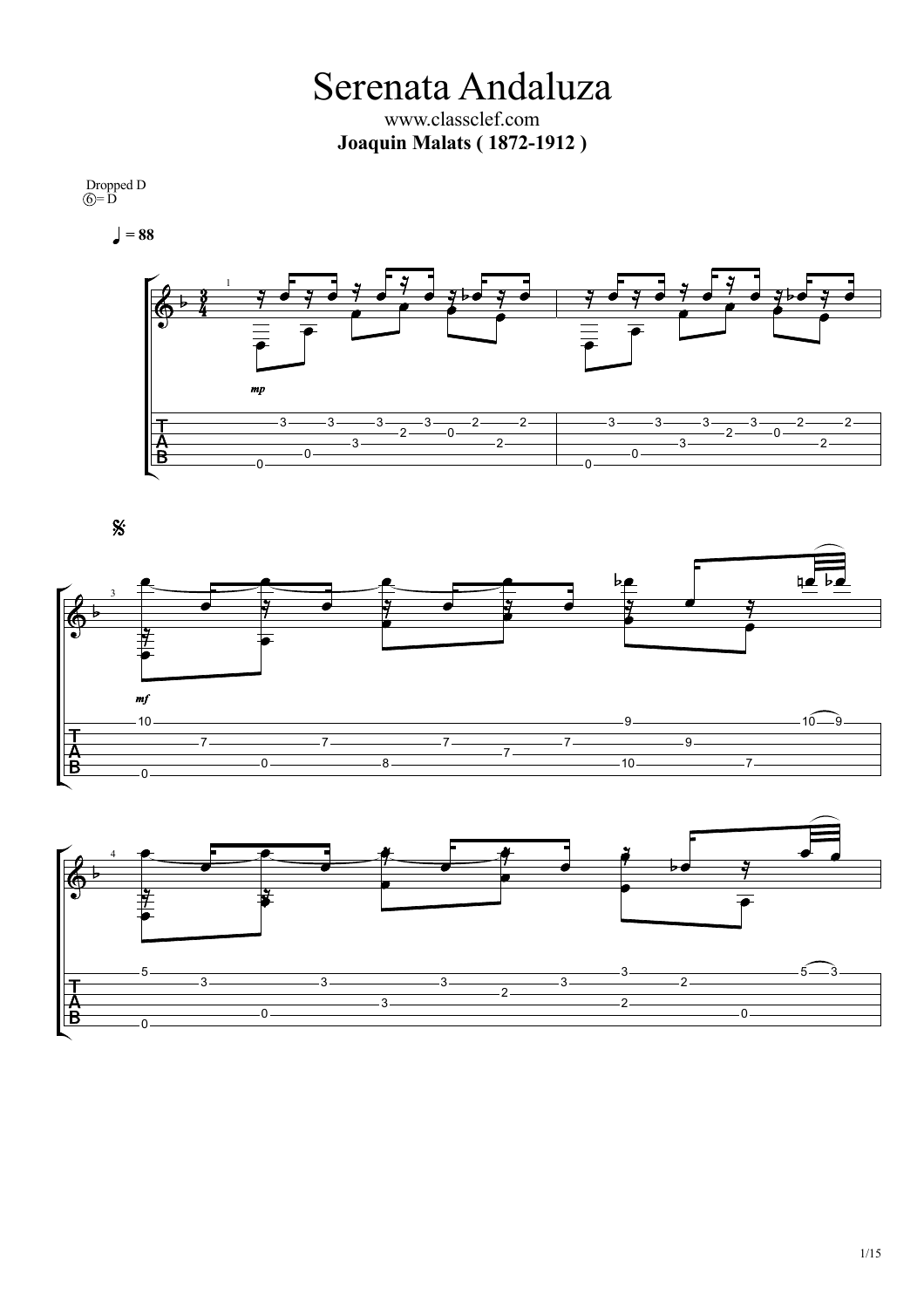# Serenata Andaluza

www.classclef.com

**Joaquin Malats ( 1872-1912 )**

Dropped D
⑥= D

♩ = 88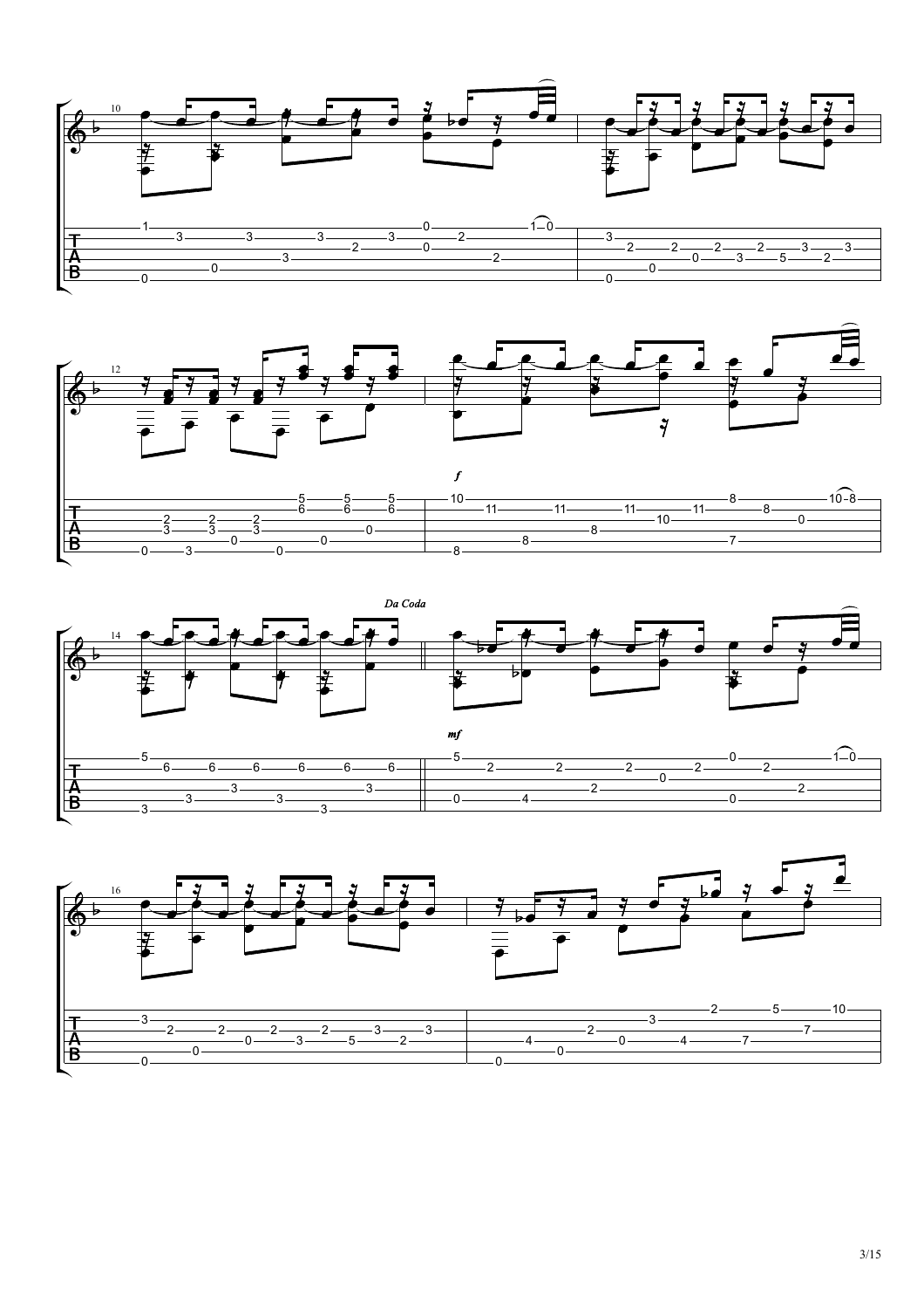*Da Coda*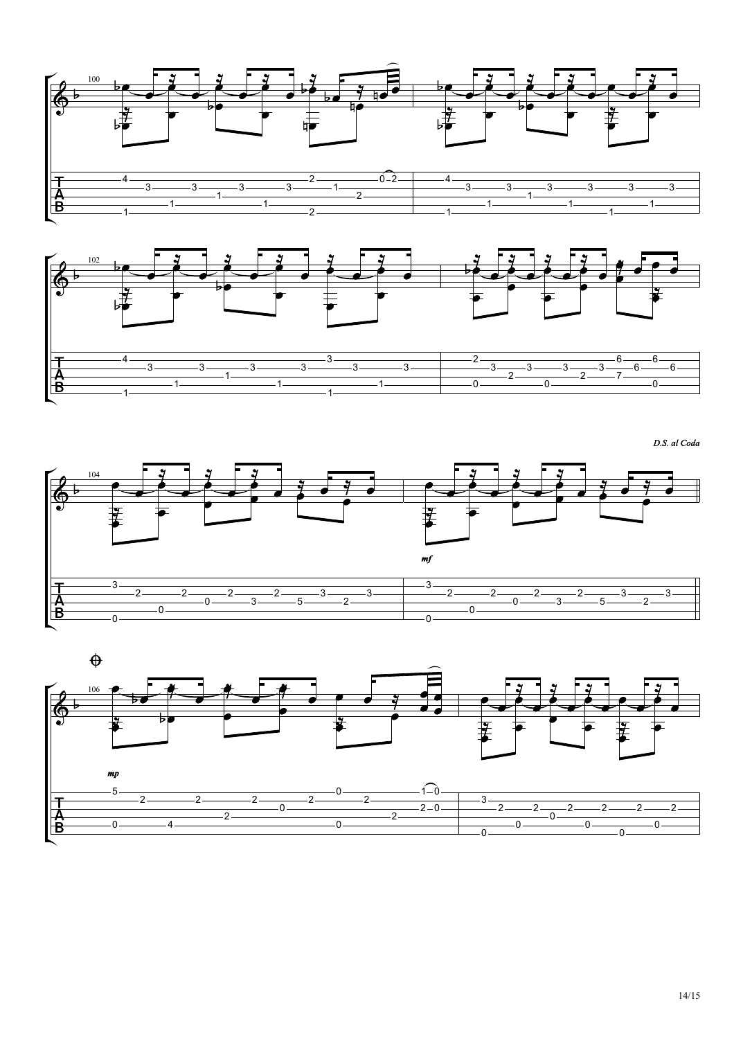*D.S. al Coda*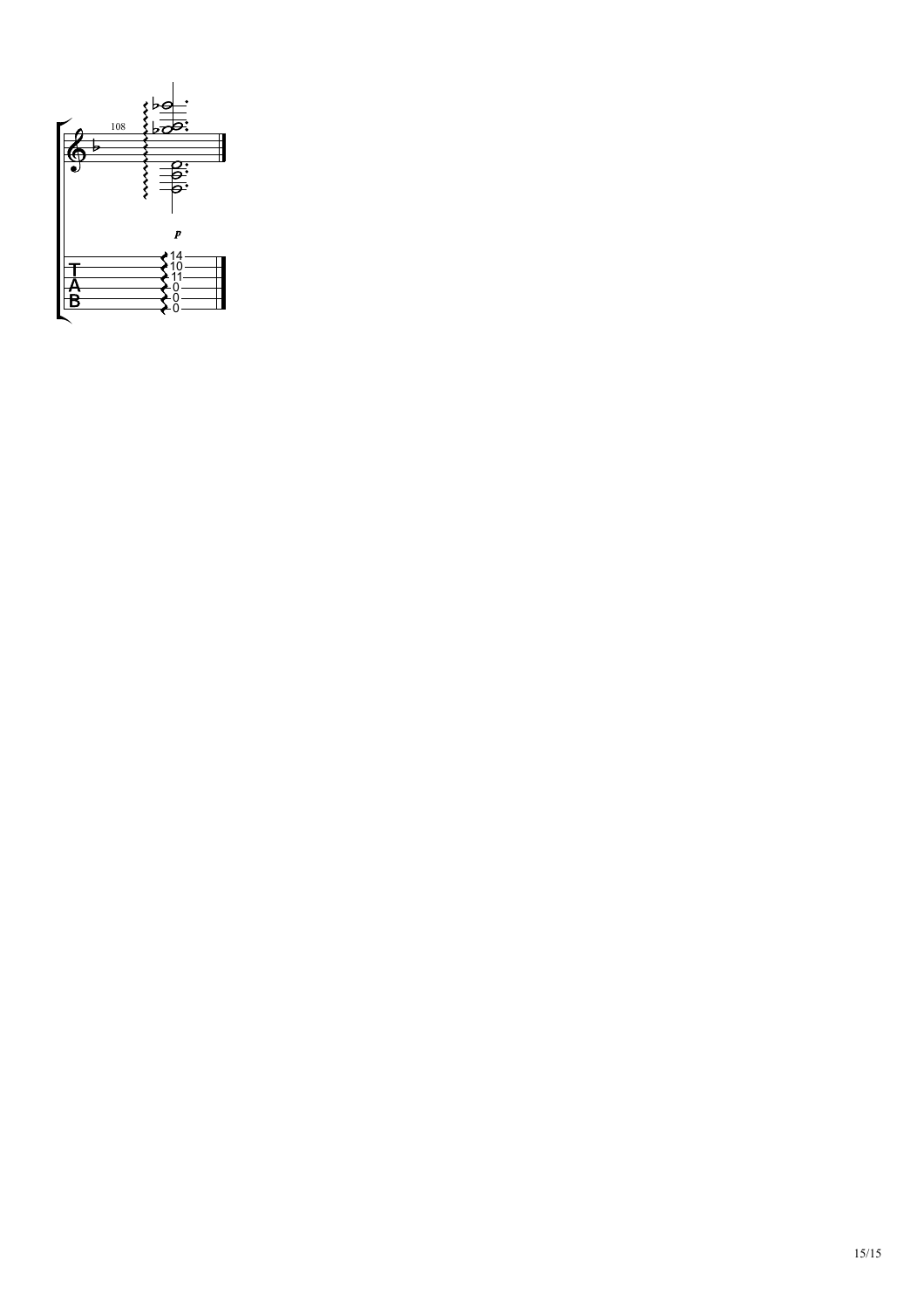108

*p*